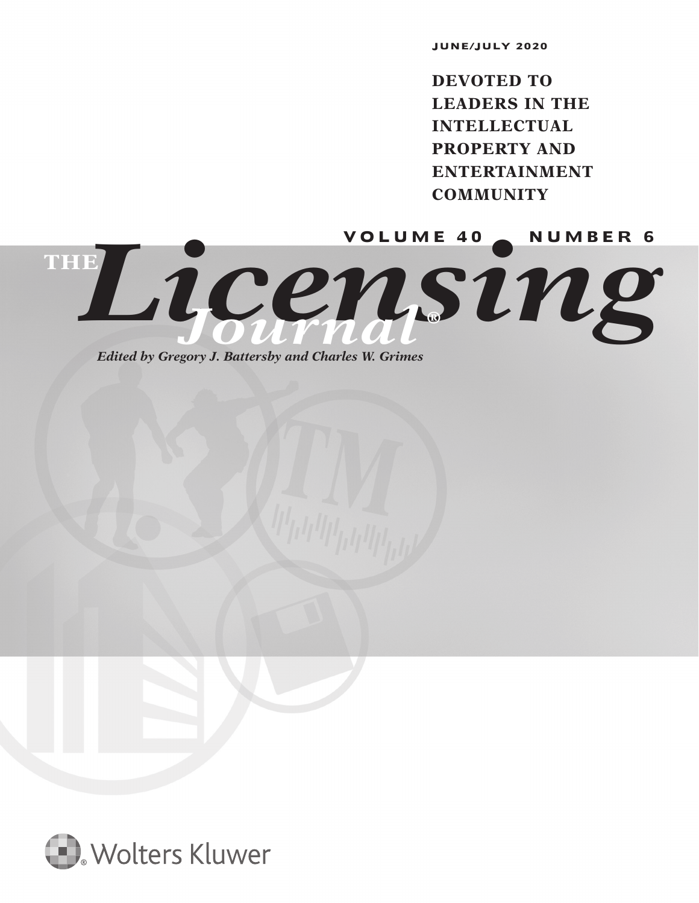JUNE/JULY 2020

**DEVOTED TO LEADERS IN THE INTELLECTUAL PROPERTY AND ENTERTAINMENT COMMUNITY**

VOLUME 40 • NUMBER 6

# THE *Licensing Journal*®

*Edited by Gregory J. Battersby and Charles W. Grimes*

Wolters Kluwer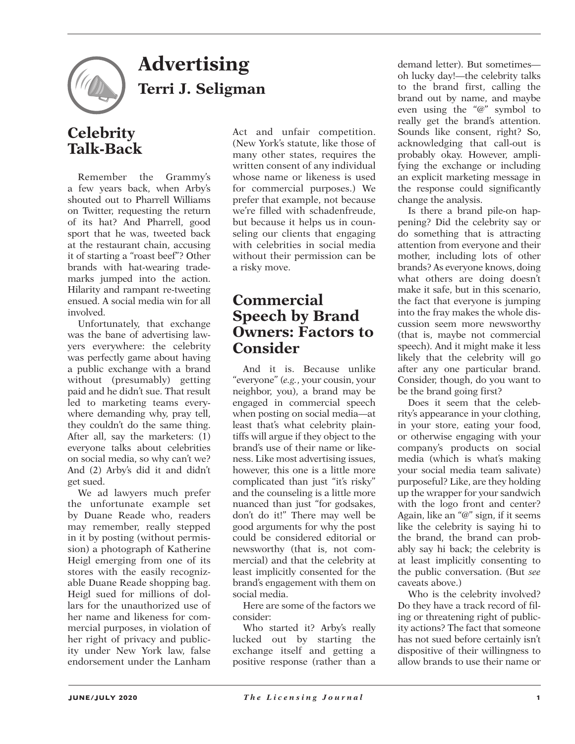# Advertising

## Terri J. Seligman

## Celebrity Talk-Back

Remember the Grammy's a few years back, when Arby's shouted out to Pharrell Williams on Twitter, requesting the return of its hat? And Pharrell, good sport that he was, tweeted back at the restaurant chain, accusing it of starting a "roast beef"? Other brands with hat-wearing trademarks jumped into the action. Hilarity and rampant re-tweeting ensued. A social media win for all involved.

Unfortunately, that exchange was the bane of advertising lawyers everywhere: the celebrity was perfectly game about having a public exchange with a brand without (presumably) getting paid and he didn't sue. That result led to marketing teams everywhere demanding why, pray tell, they couldn't do the same thing. After all, say the marketers: (1) everyone talks about celebrities on social media, so why can't we? And (2) Arby's did it and didn't get sued.

We ad lawyers much prefer the unfortunate example set by Duane Reade who, readers may remember, really stepped in it by posting (without permission) a photograph of Katherine Heigl emerging from one of its stores with the easily recognizable Duane Reade shopping bag. Heigl sued for millions of dollars for the unauthorized use of her name and likeness for commercial purposes, in violation of her right of privacy and publicity under New York law, false endorsement under the Lanham Act and unfair competition. (New York's statute, like those of many other states, requires the written consent of any individual whose name or likeness is used for commercial purposes.) We prefer that example, not because we're filled with schadenfreude, but because it helps us in counseling our clients that engaging with celebrities in social media without their permission can be a risky move.

## Commercial Speech by Brand Owners: Factors to Consider

And it is. Because unlike "everyone" (*e.g.*, your cousin, your neighbor, you), a brand may be engaged in commercial speech when posting on social media—at least that's what celebrity plaintiffs will argue if they object to the brand's use of their name or likeness. Like most advertising issues, however, this one is a little more complicated than just "it's risky" and the counseling is a little more nuanced than just "for godsakes, don't do it!" There may well be good arguments for why the post could be considered editorial or newsworthy (that is, not commercial) and that the celebrity at least implicitly consented for the brand's engagement with them on social media.

Here are some of the factors we consider:

Who started it? Arby's really lucked out by starting the exchange itself and getting a positive response (rather than a demand letter). But sometimes—oh lucky day!—the celebrity talks to the brand first, calling the brand out by name, and maybe even using the "@" symbol to really get the brand's attention. Sounds like consent, right? So, acknowledging that call-out is probably okay. However, amplifying the exchange or including an explicit marketing message in the response could significantly change the analysis.

Is there a brand pile-on happening? Did the celebrity say or do something that is attracting attention from everyone and their mother, including lots of other brands? As everyone knows, doing what others are doing doesn't make it safe, but in this scenario, the fact that everyone is jumping into the fray makes the whole discussion seem more newsworthy (that is, maybe not commercial speech). And it might make it less likely that the celebrity will go after any one particular brand. Consider, though, do you want to be the brand going first?

Does it seem that the celebrity's appearance in your clothing, in your store, eating your food, or otherwise engaging with your company's products on social media (which is what's making your social media team salivate) purposeful? Like, are they holding up the wrapper for your sandwich with the logo front and center? Again, like an "@" sign, if it seems like the celebrity is saying hi to the brand, the brand can probably say hi back; the celebrity is at least implicitly consenting to the public conversation. (But *see* caveats above.)

Who is the celebrity involved? Do they have a track record of filing or threatening right of publicity actions? The fact that someone has not sued before certainly isn't dispositive of their willingness to allow brands to use their name or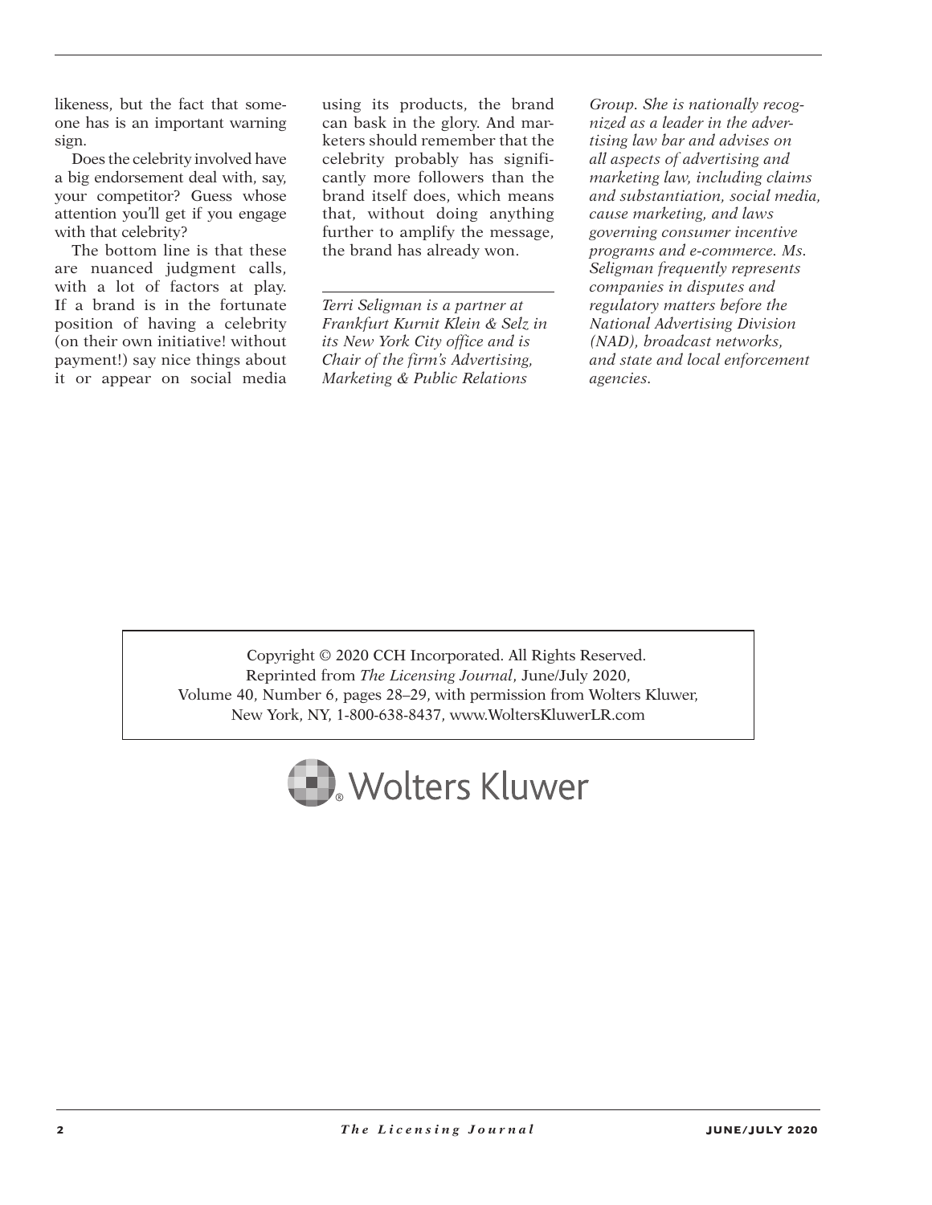likeness, but the fact that someone has is an important warning sign.

Does the celebrity involved have a big endorsement deal with, say, your competitor? Guess whose attention you'll get if you engage with that celebrity?

The bottom line is that these are nuanced judgment calls, with a lot of factors at play. If a brand is in the fortunate position of having a celebrity (on their own initiative! without payment!) say nice things about it or appear on social media using its products, the brand can bask in the glory. And marketers should remember that the celebrity probably has significantly more followers than the brand itself does, which means that, without doing anything further to amplify the message, the brand has already won.

---

*Terri Seligman is a partner at Frankfurt Kurnit Klein & Selz in its New York City office and is Chair of the firm's Advertising, Marketing & Public Relations Group. She is nationally recognized as a leader in the advertising law bar and advises on all aspects of advertising and marketing law, including claims and substantiation, social media, cause marketing, and laws governing consumer incentive programs and e-commerce. Ms. Seligman frequently represents companies in disputes and regulatory matters before the National Advertising Division (NAD), broadcast networks, and state and local enforcement agencies.*

Copyright © 2020 CCH Incorporated. All Rights Reserved.
Reprinted from *The Licensing Journal*, June/July 2020,
Volume 40, Number 6, pages 28–29, with permission from Wolters Kluwer,
New York, NY, 1-800-638-8437, www.WoltersKluwerLR.com

Wolters Kluwer